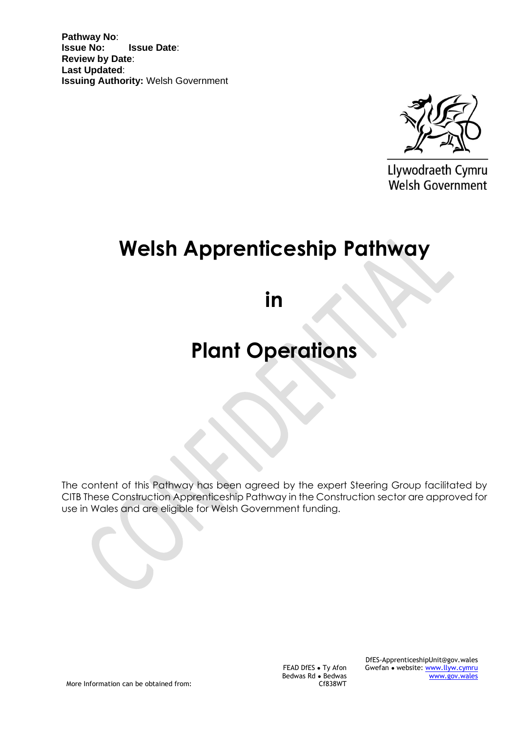**Pathway No**:
**Issue No:** **Issue Date**:
**Review by Date**:
**Last Updated**:
**Issuing Authority:** Welsh Government

Llywodraeth Cymru
Welsh Government

# Welsh Apprenticeship Pathway

# in

# Plant Operations

The content of this Pathway has been agreed by the expert Steering Group facilitated by CITB These Construction Apprenticeship Pathway in the Construction sector are approved for use in Wales and are eligible for Welsh Government funding.

More Information can be obtained from:

FEAD DfES • Ty Afon
Bedwas Rd • Bedwas
Cf838WT

DfES-ApprenticeshipUnit@gov.wales
Gwefan • website: www.llyw.cymru
www.gov.wales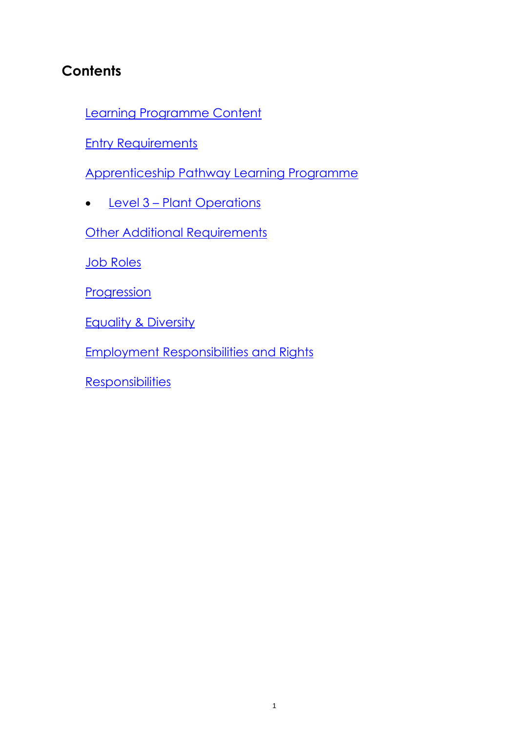## Contents

Learning Programme Content

Entry Requirements

Apprenticeship Pathway Learning Programme

- Level 3 – Plant Operations

Other Additional Requirements

Job Roles

Progression

Equality & Diversity

Employment Responsibilities and Rights

Responsibilities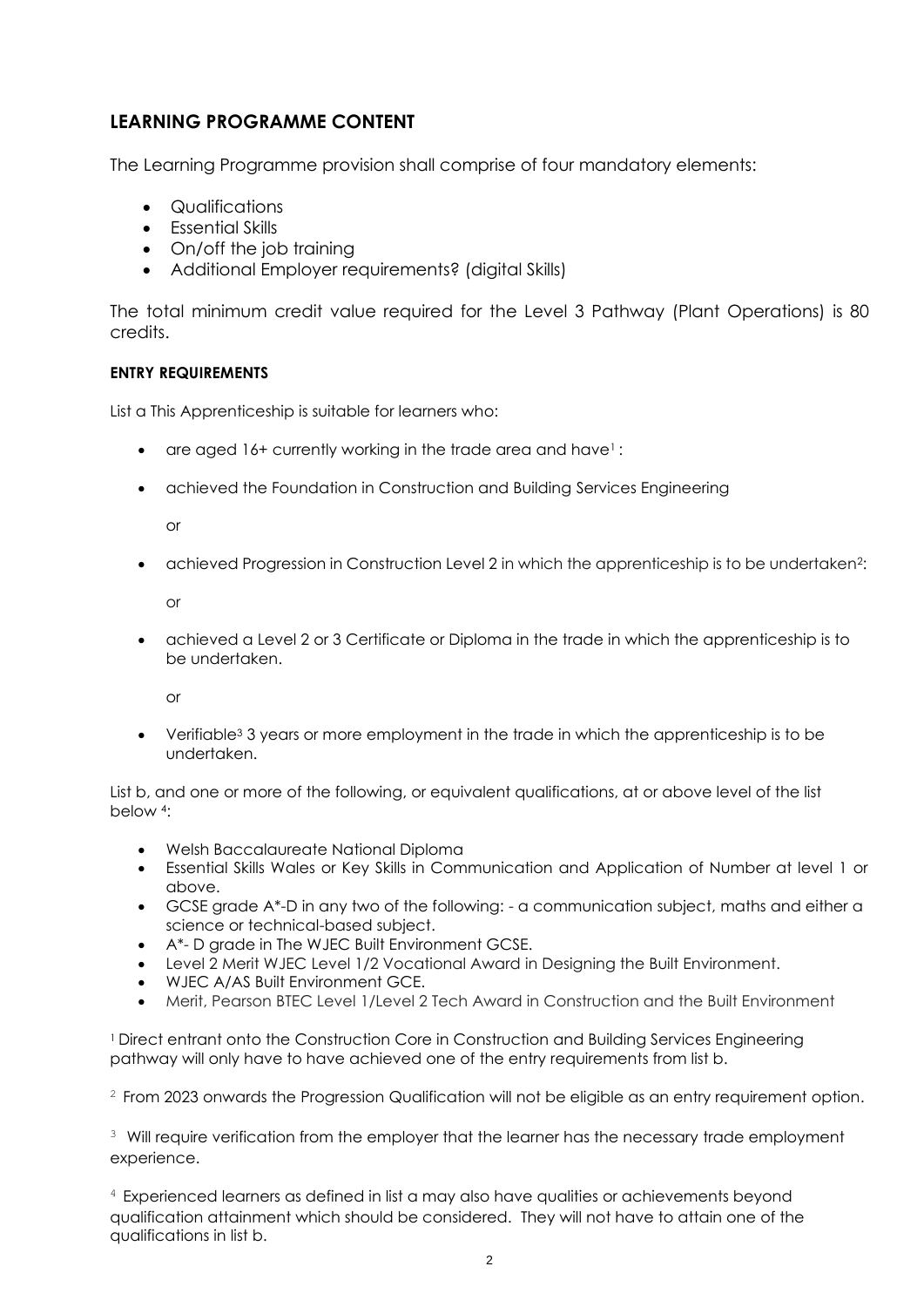## LEARNING PROGRAMME CONTENT

The Learning Programme provision shall comprise of four mandatory elements:

- Qualifications
- Essential Skills
- On/off the job training
- Additional Employer requirements? (digital Skills)

The total minimum credit value required for the Level 3 Pathway (Plant Operations) is 80 credits.

#### ENTRY REQUIREMENTS

List a This Apprenticeship is suitable for learners who:

- are aged 16+ currently working in the trade area and have[1] :
- achieved the Foundation in Construction and Building Services Engineering

  or

- achieved Progression in Construction Level 2 in which the apprenticeship is to be undertaken[2]:

  or

- achieved a Level 2 or 3 Certificate or Diploma in the trade in which the apprenticeship is to be undertaken.

  or

- Verifiable[3] 3 years or more employment in the trade in which the apprenticeship is to be undertaken.

List b, and one or more of the following, or equivalent qualifications, at or above level of the list below [4]:

- Welsh Baccalaureate National Diploma
- Essential Skills Wales or Key Skills in Communication and Application of Number at level 1 or above.
- GCSE grade A*-D in any two of the following: - a communication subject, maths and either a science or technical-based subject.
- A*- D grade in The WJEC Built Environment GCSE.
- Level 2 Merit WJEC Level 1/2 Vocational Award in Designing the Built Environment.
- WJEC A/AS Built Environment GCE.
- Merit, Pearson BTEC Level 1/Level 2 Tech Award in Construction and the Built Environment

[1] Direct entrant onto the Construction Core in Construction and Building Services Engineering pathway will only have to have achieved one of the entry requirements from list b.

[2] From 2023 onwards the Progression Qualification will not be eligible as an entry requirement option.

[3] Will require verification from the employer that the learner has the necessary trade employment experience.

[4] Experienced learners as defined in list a may also have qualities or achievements beyond qualification attainment which should be considered. They will not have to attain one of the qualifications in list b.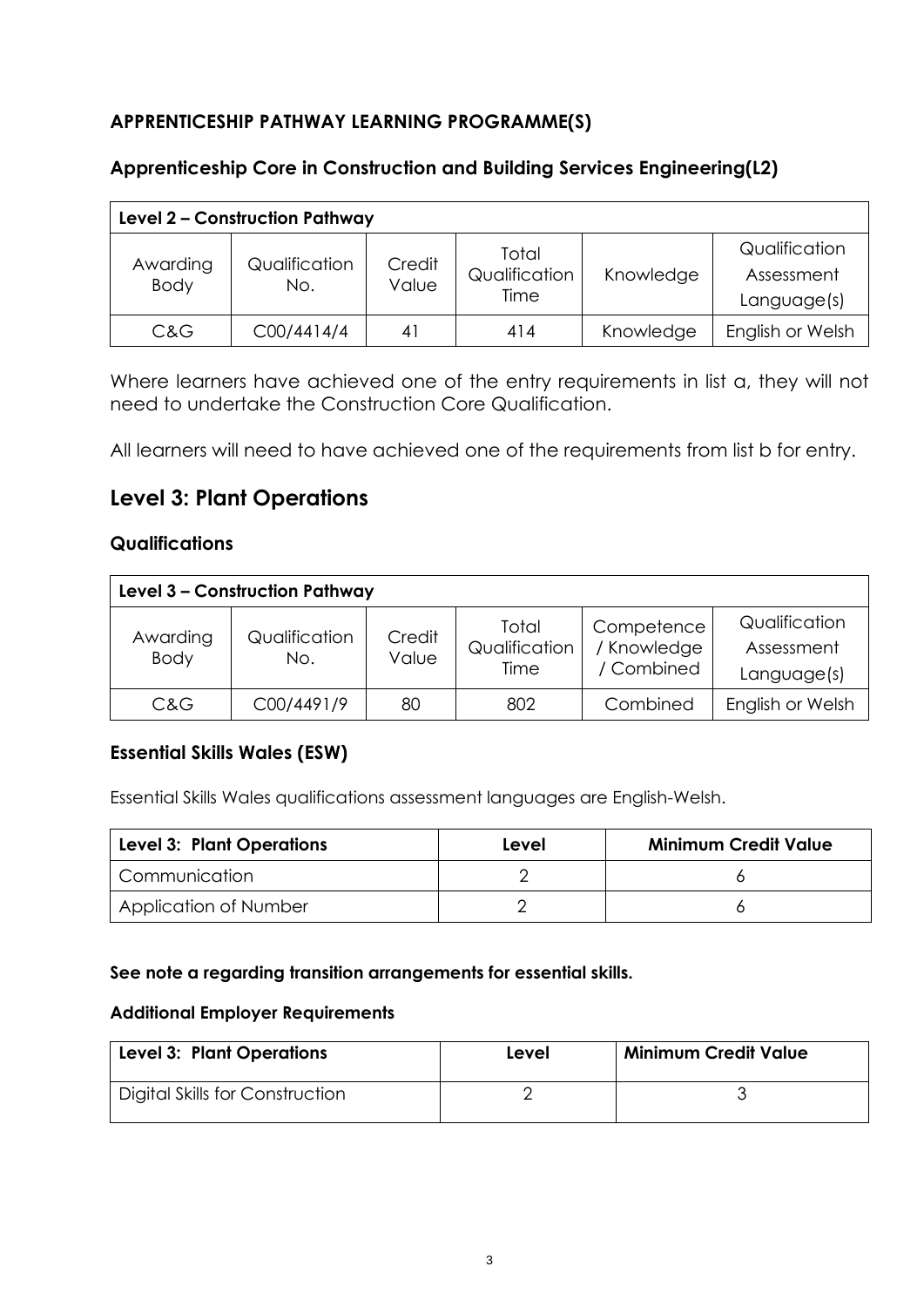**APPRENTICESHIP PATHWAY LEARNING PROGRAMME(S)**

### Apprenticeship Core in Construction and Building Services Engineering(L2)

| Level 2 – Construction Pathway | | | | | |
|---|---|---|---|---|---|
| Awarding Body | Qualification No. | Credit Value | Total Qualification Time | Knowledge | Qualification Assessment Language(s) |
| C&G | C00/4414/4 | 41 | 414 | Knowledge | English or Welsh |

Where learners have achieved one of the entry requirements in list a, they will not need to undertake the Construction Core Qualification.

All learners will need to have achieved one of the requirements from list b for entry.

## Level 3: Plant Operations

### Qualifications

| Level 3 – Construction Pathway | | | | | |
|---|---|---|---|---|---|
| Awarding Body | Qualification No. | Credit Value | Total Qualification Time | Competence / Knowledge / Combined | Qualification Assessment Language(s) |
| C&G | C00/4491/9 | 80 | 802 | Combined | English or Welsh |

### Essential Skills Wales (ESW)

Essential Skills Wales qualifications assessment languages are English-Welsh.

| Level 3: Plant Operations | Level | Minimum Credit Value |
|---|---|---|
| Communication | 2 | 6 |
| Application of Number | 2 | 6 |

**See note a regarding transition arrangements for essential skills.**

**Additional Employer Requirements**

| Level 3: Plant Operations | Level | Minimum Credit Value |
|---|---|---|
| Digital Skills for Construction | 2 | 3 |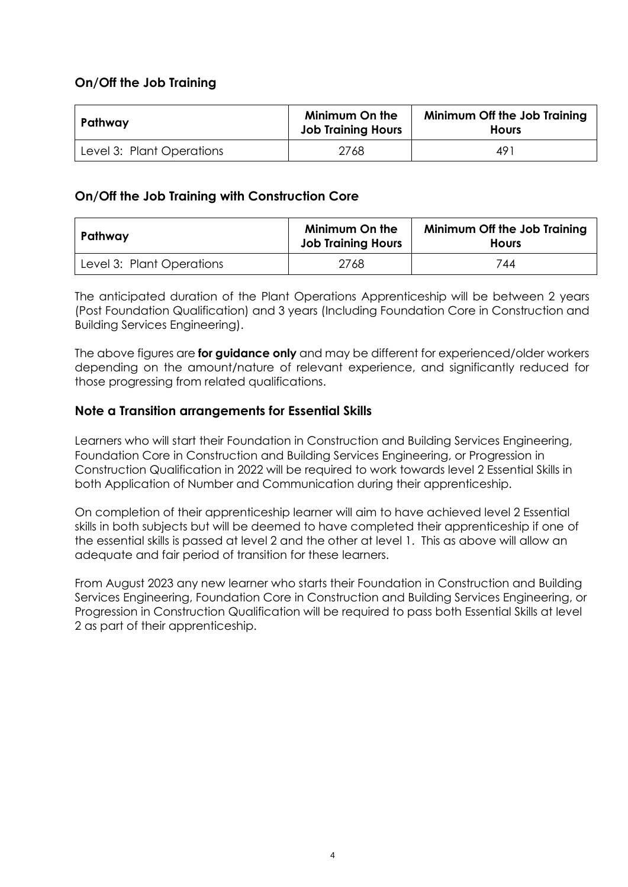## On/Off the Job Training

| Pathway | Minimum On the Job Training Hours | Minimum Off the Job Training Hours |
| --- | --- | --- |
| Level 3: Plant Operations | 2768 | 491 |

## On/Off the Job Training with Construction Core

| Pathway | Minimum On the Job Training Hours | Minimum Off the Job Training Hours |
| --- | --- | --- |
| Level 3: Plant Operations | 2768 | 744 |

The anticipated duration of the Plant Operations Apprenticeship will be between 2 years (Post Foundation Qualification) and 3 years (Including Foundation Core in Construction and Building Services Engineering).

The above figures are **for guidance only** and may be different for experienced/older workers depending on the amount/nature of relevant experience, and significantly reduced for those progressing from related qualifications.

## Note a Transition arrangements for Essential Skills

Learners who will start their Foundation in Construction and Building Services Engineering, Foundation Core in Construction and Building Services Engineering, or Progression in Construction Qualification in 2022 will be required to work towards level 2 Essential Skills in both Application of Number and Communication during their apprenticeship.

On completion of their apprenticeship learner will aim to have achieved level 2 Essential skills in both subjects but will be deemed to have completed their apprenticeship if one of the essential skills is passed at level 2 and the other at level 1. This as above will allow an adequate and fair period of transition for these learners.

From August 2023 any new learner who starts their Foundation in Construction and Building Services Engineering, Foundation Core in Construction and Building Services Engineering, or Progression in Construction Qualification will be required to pass both Essential Skills at level 2 as part of their apprenticeship.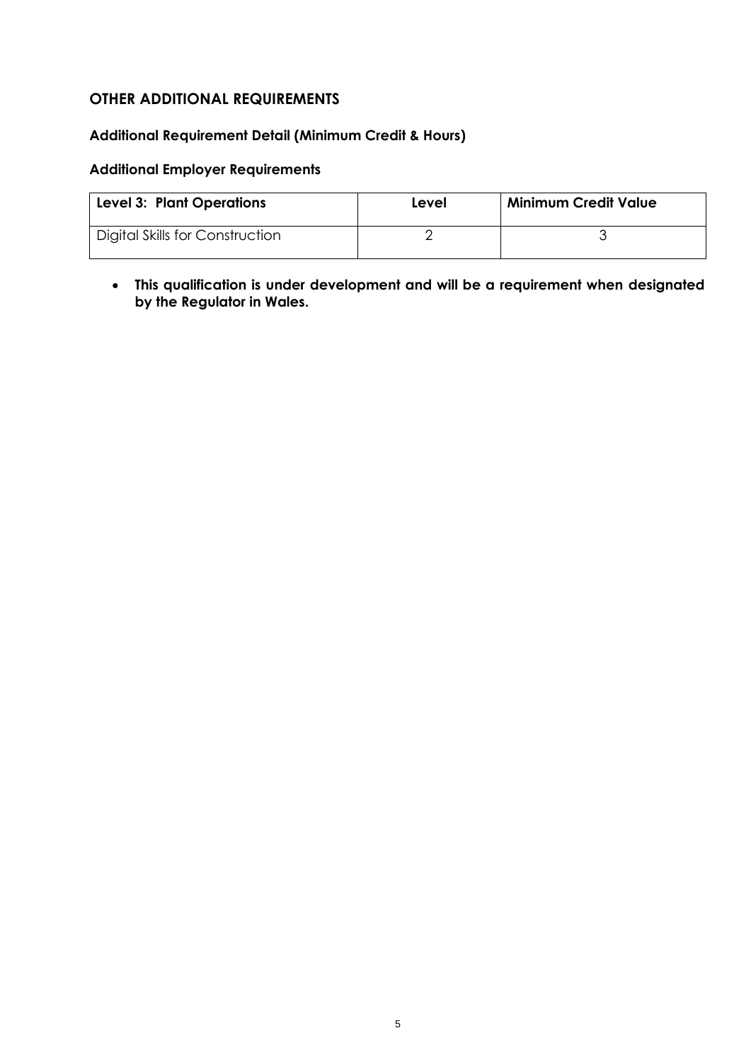## OTHER ADDITIONAL REQUIREMENTS

### Additional Requirement Detail (Minimum Credit & Hours)

### Additional Employer Requirements

| Level 3: Plant Operations | Level | Minimum Credit Value |
| --- | --- | --- |
| Digital Skills for Construction | 2 | 3 |

- **This qualification is under development and will be a requirement when designated by the Regulator in Wales.**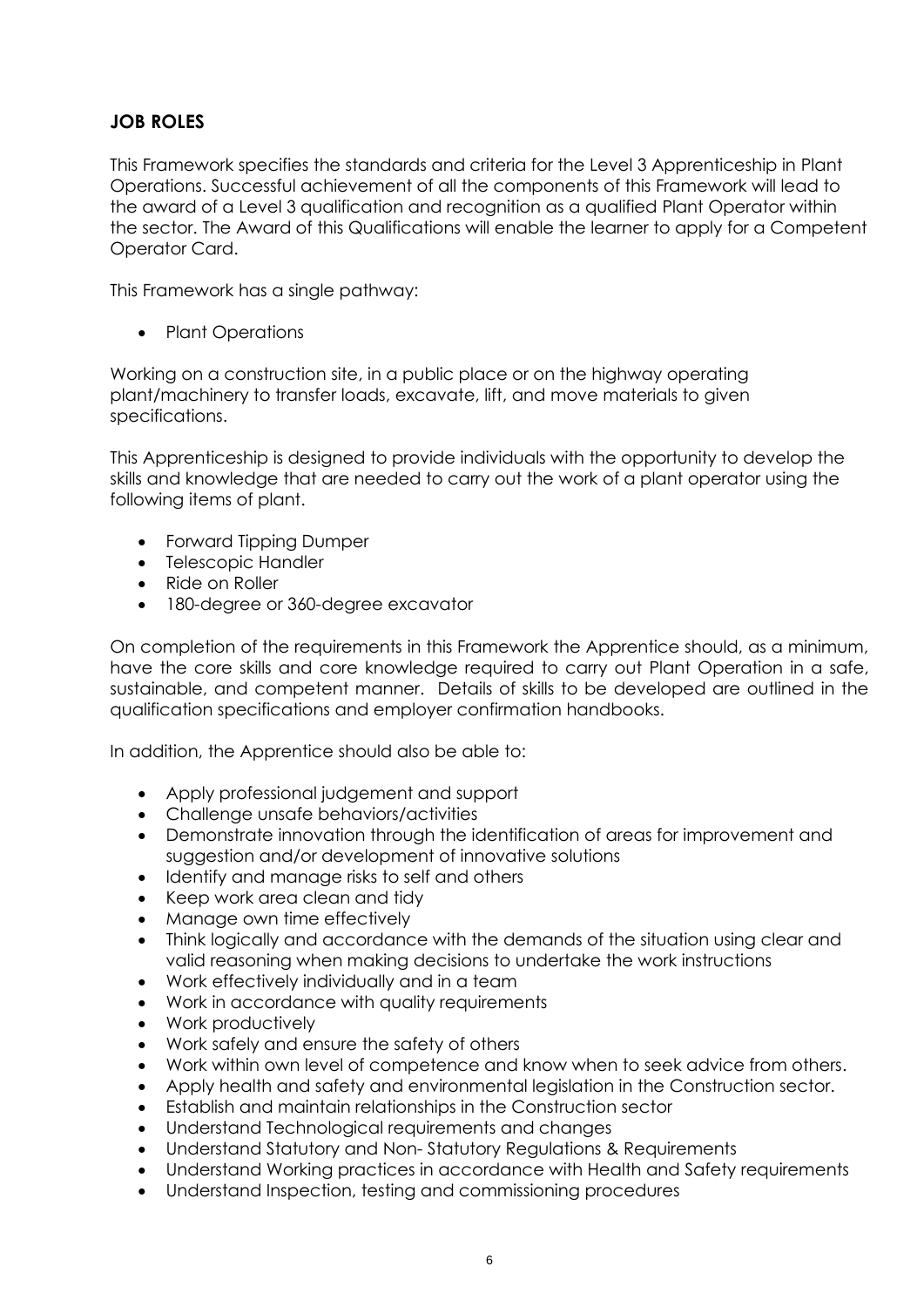## JOB ROLES

This Framework specifies the standards and criteria for the Level 3 Apprenticeship in Plant Operations. Successful achievement of all the components of this Framework will lead to the award of a Level 3 qualification and recognition as a qualified Plant Operator within the sector. The Award of this Qualifications will enable the learner to apply for a Competent Operator Card.

This Framework has a single pathway:

- Plant Operations

Working on a construction site, in a public place or on the highway operating plant/machinery to transfer loads, excavate, lift, and move materials to given specifications.

This Apprenticeship is designed to provide individuals with the opportunity to develop the skills and knowledge that are needed to carry out the work of a plant operator using the following items of plant.

- Forward Tipping Dumper
- Telescopic Handler
- Ride on Roller
- 180-degree or 360-degree excavator

On completion of the requirements in this Framework the Apprentice should, as a minimum, have the core skills and core knowledge required to carry out Plant Operation in a safe, sustainable, and competent manner. Details of skills to be developed are outlined in the qualification specifications and employer confirmation handbooks.

In addition, the Apprentice should also be able to:

- Apply professional judgement and support
- Challenge unsafe behaviors/activities
- Demonstrate innovation through the identification of areas for improvement and suggestion and/or development of innovative solutions
- Identify and manage risks to self and others
- Keep work area clean and tidy
- Manage own time effectively
- Think logically and accordance with the demands of the situation using clear and valid reasoning when making decisions to undertake the work instructions
- Work effectively individually and in a team
- Work in accordance with quality requirements
- Work productively
- Work safely and ensure the safety of others
- Work within own level of competence and know when to seek advice from others.
- Apply health and safety and environmental legislation in the Construction sector.
- Establish and maintain relationships in the Construction sector
- Understand Technological requirements and changes
- Understand Statutory and Non- Statutory Regulations & Requirements
- Understand Working practices in accordance with Health and Safety requirements
- Understand Inspection, testing and commissioning procedures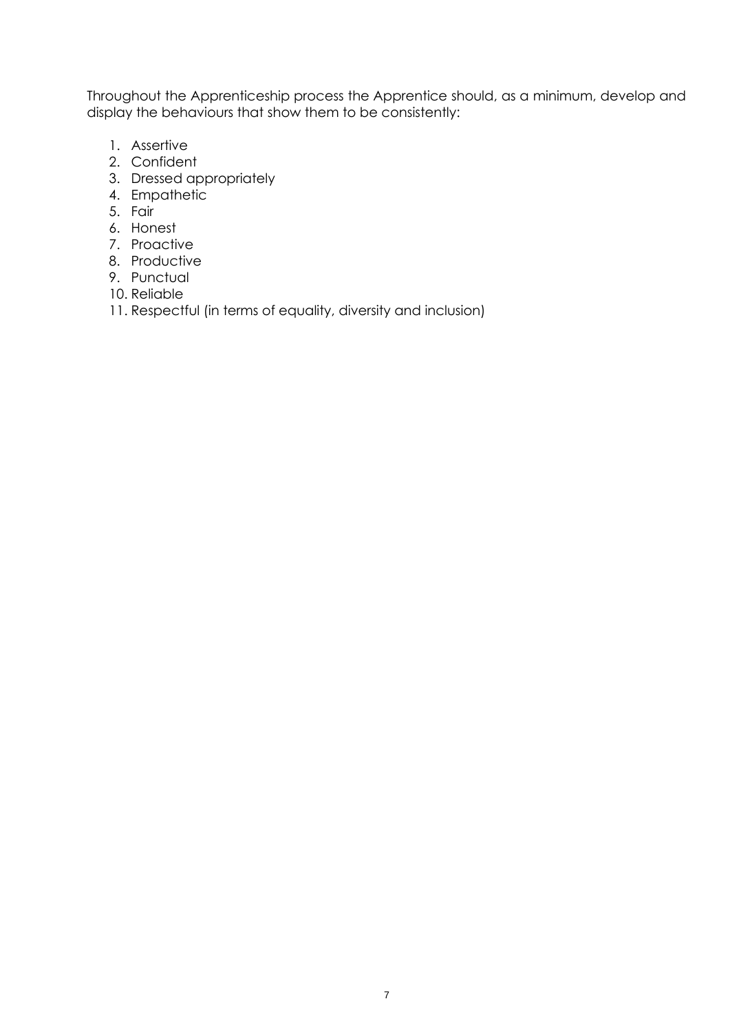Throughout the Apprenticeship process the Apprentice should, as a minimum, develop and display the behaviours that show them to be consistently:

1. Assertive
2. Confident
3. Dressed appropriately
4. Empathetic
5. Fair
6. Honest
7. Proactive
8. Productive
9. Punctual
10. Reliable
11. Respectful (in terms of equality, diversity and inclusion)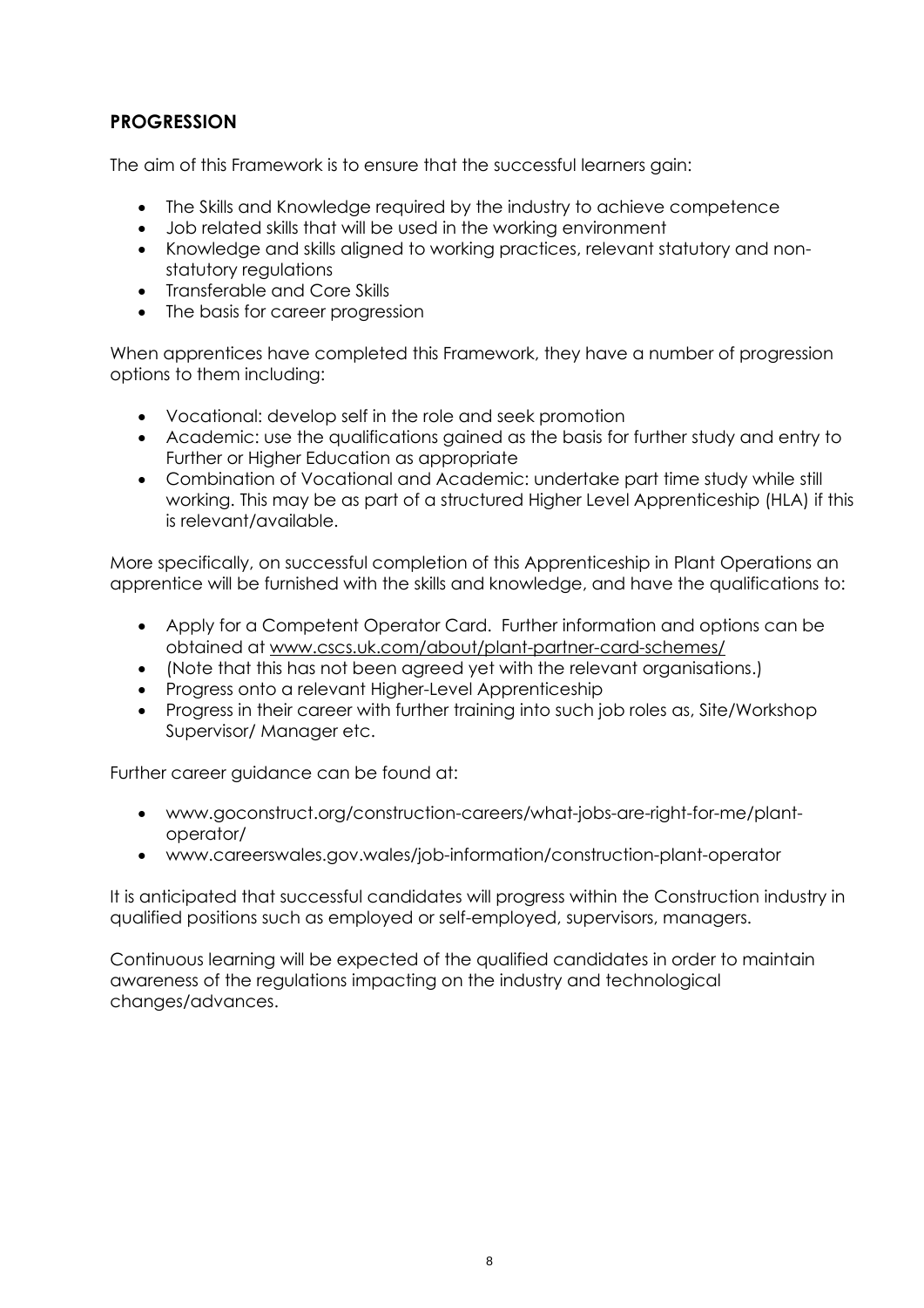## PROGRESSION

The aim of this Framework is to ensure that the successful learners gain:

- The Skills and Knowledge required by the industry to achieve competence
- Job related skills that will be used in the working environment
- Knowledge and skills aligned to working practices, relevant statutory and non-statutory regulations
- Transferable and Core Skills
- The basis for career progression

When apprentices have completed this Framework, they have a number of progression options to them including:

- Vocational: develop self in the role and seek promotion
- Academic: use the qualifications gained as the basis for further study and entry to Further or Higher Education as appropriate
- Combination of Vocational and Academic: undertake part time study while still working. This may be as part of a structured Higher Level Apprenticeship (HLA) if this is relevant/available.

More specifically, on successful completion of this Apprenticeship in Plant Operations an apprentice will be furnished with the skills and knowledge, and have the qualifications to:

- Apply for a Competent Operator Card. Further information and options can be obtained at www.cscs.uk.com/about/plant-partner-card-schemes/
- (Note that this has not been agreed yet with the relevant organisations.)
- Progress onto a relevant Higher-Level Apprenticeship
- Progress in their career with further training into such job roles as, Site/Workshop Supervisor/ Manager etc.

Further career guidance can be found at:

- www.goconstruct.org/construction-careers/what-jobs-are-right-for-me/plant-operator/
- www.careerswales.gov.wales/job-information/construction-plant-operator

It is anticipated that successful candidates will progress within the Construction industry in qualified positions such as employed or self-employed, supervisors, managers.

Continuous learning will be expected of the qualified candidates in order to maintain awareness of the regulations impacting on the industry and technological changes/advances.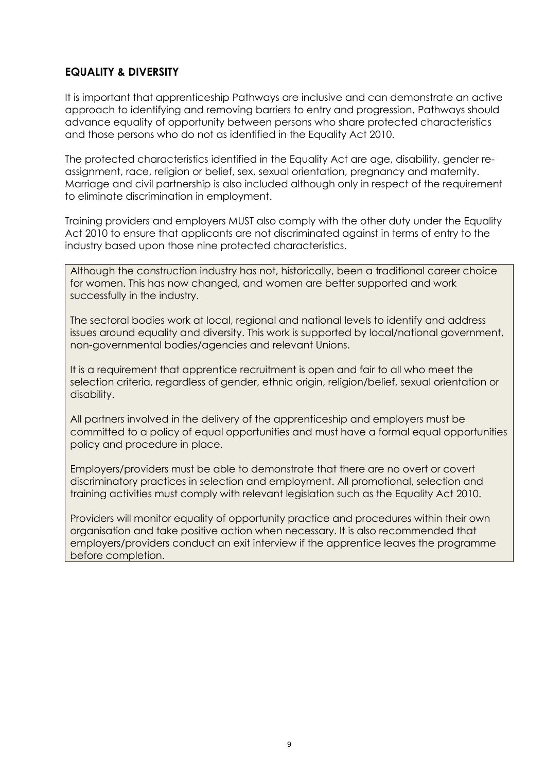## EQUALITY & DIVERSITY

It is important that apprenticeship Pathways are inclusive and can demonstrate an active approach to identifying and removing barriers to entry and progression. Pathways should advance equality of opportunity between persons who share protected characteristics and those persons who do not as identified in the Equality Act 2010.

The protected characteristics identified in the Equality Act are age, disability, gender re-assignment, race, religion or belief, sex, sexual orientation, pregnancy and maternity. Marriage and civil partnership is also included although only in respect of the requirement to eliminate discrimination in employment.

Training providers and employers MUST also comply with the other duty under the Equality Act 2010 to ensure that applicants are not discriminated against in terms of entry to the industry based upon those nine protected characteristics.

Although the construction industry has not, historically, been a traditional career choice for women. This has now changed, and women are better supported and work successfully in the industry.

The sectoral bodies work at local, regional and national levels to identify and address issues around equality and diversity. This work is supported by local/national government, non-governmental bodies/agencies and relevant Unions.

It is a requirement that apprentice recruitment is open and fair to all who meet the selection criteria, regardless of gender, ethnic origin, religion/belief, sexual orientation or disability.

All partners involved in the delivery of the apprenticeship and employers must be committed to a policy of equal opportunities and must have a formal equal opportunities policy and procedure in place.

Employers/providers must be able to demonstrate that there are no overt or covert discriminatory practices in selection and employment. All promotional, selection and training activities must comply with relevant legislation such as the Equality Act 2010.

Providers will monitor equality of opportunity practice and procedures within their own organisation and take positive action when necessary. It is also recommended that employers/providers conduct an exit interview if the apprentice leaves the programme before completion.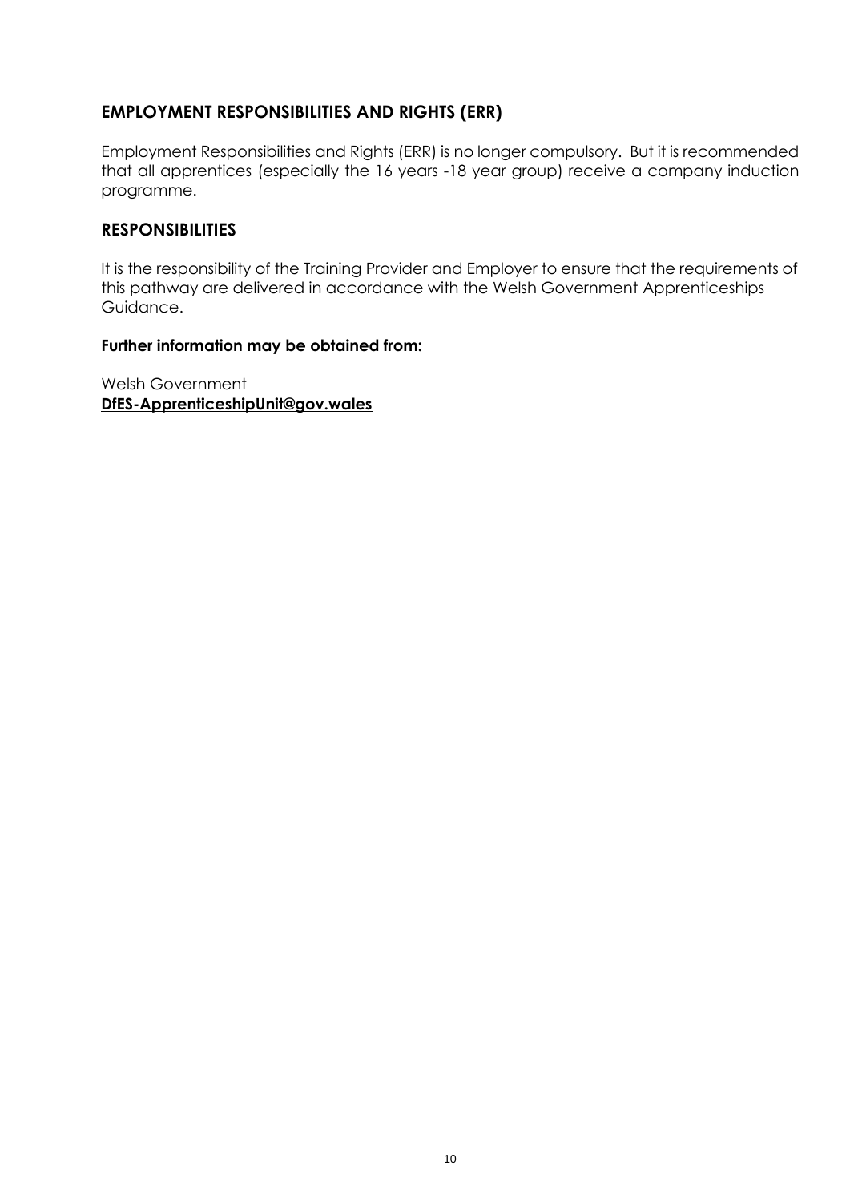## EMPLOYMENT RESPONSIBILITIES AND RIGHTS (ERR)

Employment Responsibilities and Rights (ERR) is no longer compulsory. But it is recommended that all apprentices (especially the 16 years -18 year group) receive a company induction programme.

## RESPONSIBILITIES

It is the responsibility of the Training Provider and Employer to ensure that the requirements of this pathway are delivered in accordance with the Welsh Government Apprenticeships Guidance.

**Further information may be obtained from:**

Welsh Government
**DfES-ApprenticeshipUnit@gov.wales**